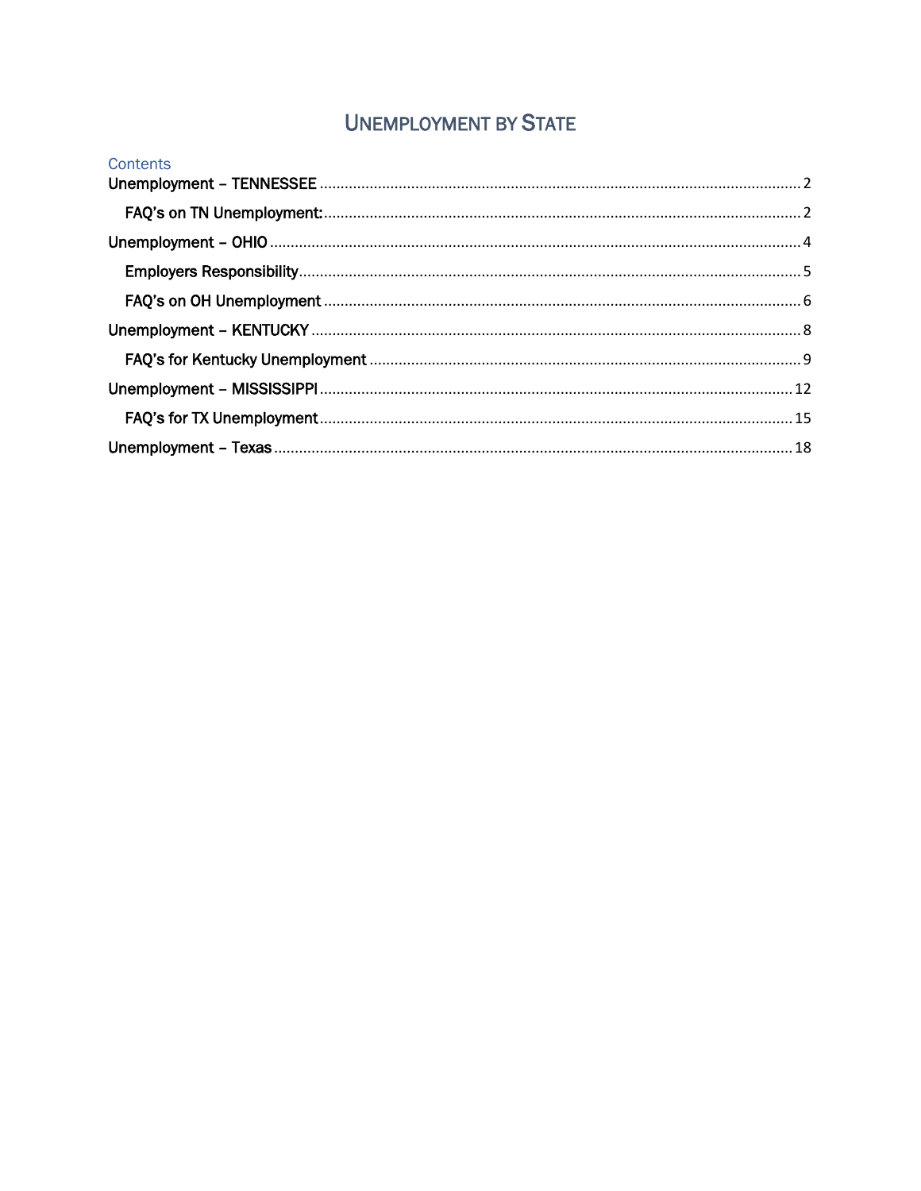# UNEMPLOYMENT BY STATE

Contents

Unemployment – TENNESSEE ........................................................................................................ 2

  FAQ's on TN Unemployment: ..................................................................................................... 2

Unemployment – OHIO .................................................................................................................. 4

  Employers Responsibility ............................................................................................................ 5

  FAQ's on OH Unemployment ...................................................................................................... 6

Unemployment – KENTUCKY ......................................................................................................... 8

  FAQ's for Kentucky Unemployment ............................................................................................ 9

Unemployment – MISSISSIPPI ....................................................................................................... 12

  FAQ's for TX Unemployment ...................................................................................................... 15

Unemployment – Texas ................................................................................................................. 18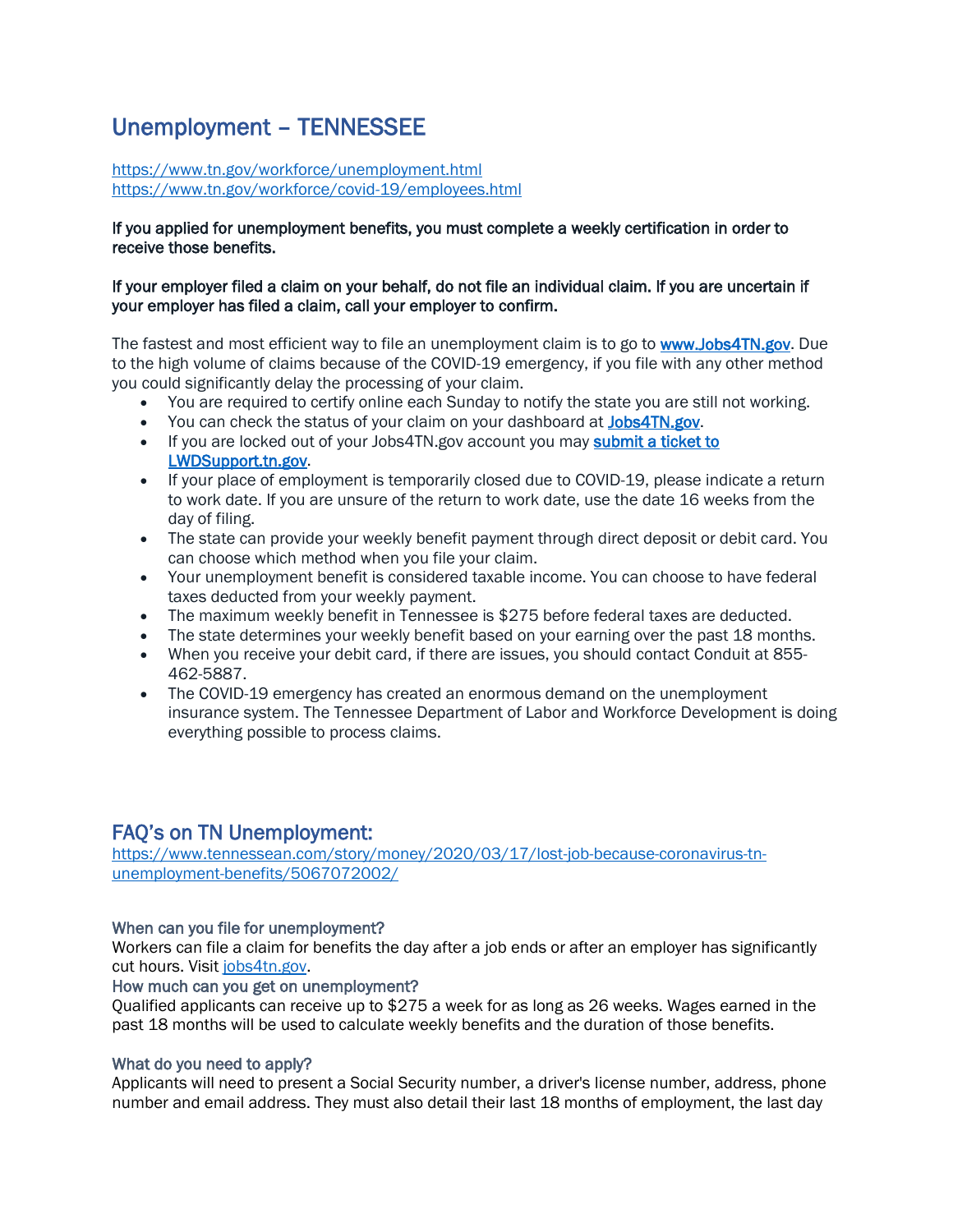# Unemployment – TENNESSEE

https://www.tn.gov/workforce/unemployment.html
https://www.tn.gov/workforce/covid-19/employees.html

**If you applied for unemployment benefits, you must complete a weekly certification in order to receive those benefits.**

**If your employer filed a claim on your behalf, do not file an individual claim. If you are uncertain if your employer has filed a claim, call your employer to confirm.**

The fastest and most efficient way to file an unemployment claim is to go to **www.Jobs4TN.gov**. Due to the high volume of claims because of the COVID-19 emergency, if you file with any other method you could significantly delay the processing of your claim.

- You are required to certify online each Sunday to notify the state you are still not working.
- You can check the status of your claim on your dashboard at **Jobs4TN.gov**.
- If you are locked out of your Jobs4TN.gov account you may **submit a ticket to LWDSupport.tn.gov**.
- If your place of employment is temporarily closed due to COVID-19, please indicate a return to work date. If you are unsure of the return to work date, use the date 16 weeks from the day of filing.
- The state can provide your weekly benefit payment through direct deposit or debit card. You can choose which method when you file your claim.
- Your unemployment benefit is considered taxable income. You can choose to have federal taxes deducted from your weekly payment.
- The maximum weekly benefit in Tennessee is $275 before federal taxes are deducted.
- The state determines your weekly benefit based on your earning over the past 18 months.
- When you receive your debit card, if there are issues, you should contact Conduit at 855-462-5887.
- The COVID-19 emergency has created an enormous demand on the unemployment insurance system. The Tennessee Department of Labor and Workforce Development is doing everything possible to process claims.

## FAQ's on TN Unemployment:

https://www.tennessean.com/story/money/2020/03/17/lost-job-because-coronavirus-tn-unemployment-benefits/5067072002/

### When can you file for unemployment?

Workers can file a claim for benefits the day after a job ends or after an employer has significantly cut hours. Visit jobs4tn.gov.

### How much can you get on unemployment?

Qualified applicants can receive up to $275 a week for as long as 26 weeks. Wages earned in the past 18 months will be used to calculate weekly benefits and the duration of those benefits.

### What do you need to apply?

Applicants will need to present a Social Security number, a driver's license number, address, phone number and email address. They must also detail their last 18 months of employment, the last day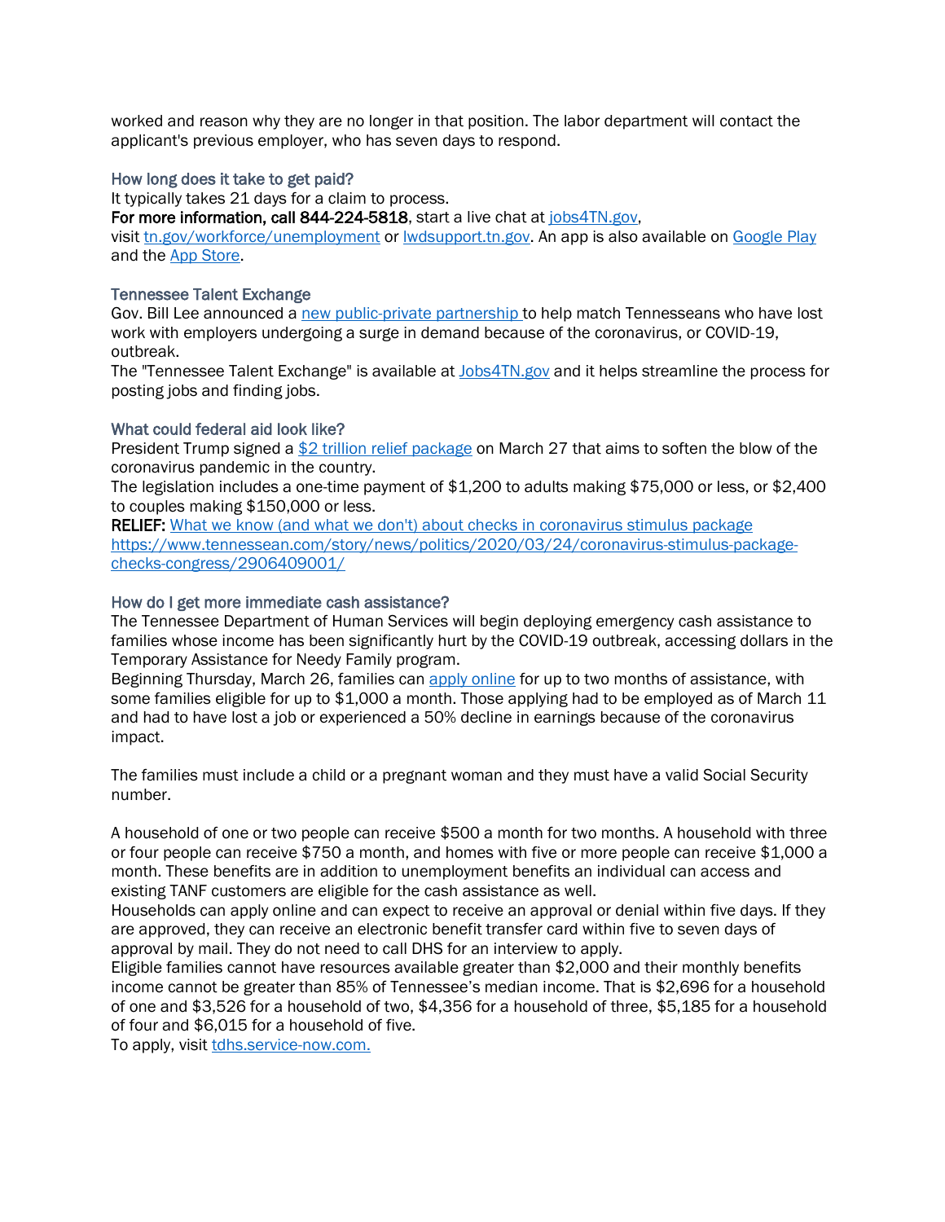worked and reason why they are no longer in that position. The labor department will contact the applicant's previous employer, who has seven days to respond.

### How long does it take to get paid?

It typically takes 21 days for a claim to process.

**For more information, call 844-224-5818**, start a live chat at [jobs4TN.gov](jobs4TN.gov), visit [tn.gov/workforce/unemployment](tn.gov/workforce/unemployment) or [lwdsupport.tn.gov](lwdsupport.tn.gov). An app is also available on [Google Play]() and the [App Store]().

### Tennessee Talent Exchange

Gov. Bill Lee announced a [new public-private partnership]() to help match Tennesseans who have lost work with employers undergoing a surge in demand because of the coronavirus, or COVID-19, outbreak.

The "Tennessee Talent Exchange" is available at [Jobs4TN.gov](Jobs4TN.gov) and it helps streamline the process for posting jobs and finding jobs.

### What could federal aid look like?

President Trump signed a [$2 trillion relief package]() on March 27 that aims to soften the blow of the coronavirus pandemic in the country.

The legislation includes a one-time payment of $1,200 to adults making $75,000 or less, or $2,400 to couples making $150,000 or less.

**RELIEF:** [What we know (and what we don't) about checks in coronavirus stimulus package]()
[https://www.tennessean.com/story/news/politics/2020/03/24/coronavirus-stimulus-package-checks-congress/2906409001/](https://www.tennessean.com/story/news/politics/2020/03/24/coronavirus-stimulus-package-checks-congress/2906409001/)

### How do I get more immediate cash assistance?

The Tennessee Department of Human Services will begin deploying emergency cash assistance to families whose income has been significantly hurt by the COVID-19 outbreak, accessing dollars in the Temporary Assistance for Needy Family program.

Beginning Thursday, March 26, families can [apply online]() for up to two months of assistance, with some families eligible for up to $1,000 a month. Those applying had to be employed as of March 11 and had to have lost a job or experienced a 50% decline in earnings because of the coronavirus impact.

The families must include a child or a pregnant woman and they must have a valid Social Security number.

A household of one or two people can receive $500 a month for two months. A household with three or four people can receive $750 a month, and homes with five or more people can receive $1,000 a month. These benefits are in addition to unemployment benefits an individual can access and existing TANF customers are eligible for the cash assistance as well.

Households can apply online and can expect to receive an approval or denial within five days. If they are approved, they can receive an electronic benefit transfer card within five to seven days of approval by mail. They do not need to call DHS for an interview to apply.

Eligible families cannot have resources available greater than $2,000 and their monthly benefits income cannot be greater than 85% of Tennessee's median income. That is $2,696 for a household of one and $3,526 for a household of two, $4,356 for a household of three, $5,185 for a household of four and $6,015 for a household of five.

To apply, visit [tdhs.service-now.com.](tdhs.service-now.com)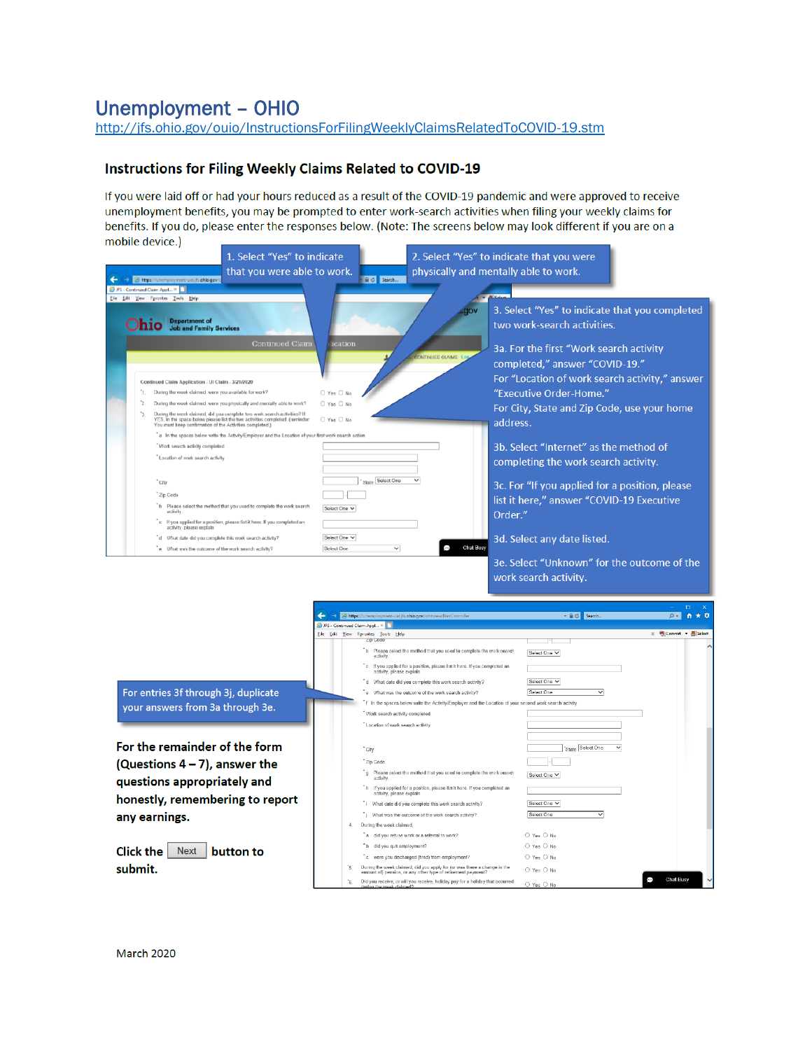# Unemployment – OHIO

http://jfs.ohio.gov/ouio/InstructionsForFilingWeeklyClaimsRelatedToCOVID-19.stm

## Instructions for Filing Weekly Claims Related to COVID-19

If you were laid off or had your hours reduced as a result of the COVID-19 pandemic and were approved to receive unemployment benefits, you may be prompted to enter work-search activities when filing your weekly claims for benefits. If you do, please enter the responses below. (Note: The screens below may look different if you are on a mobile device.)

1. Select "Yes" to indicate that you were able to work.

2. Select "Yes" to indicate that you were physically and mentally able to work.

3. Select "Yes" to indicate that you completed two work-search activities.

3a. For the first "Work search activity completed," answer "COVID-19."
For "Location of work search activity," answer "Executive Order-Home."
For City, State and Zip Code, use your home address.

3b. Select "Internet" as the method of completing the work search activity.

3c. For "If you applied for a position, please list it here," answer "COVID-19 Executive Order."

3d. Select any date listed.

3e. Select "Unknown" for the outcome of the work search activity.

For entries 3f through 3j, duplicate your answers from 3a through 3e.

**For the remainder of the form (Questions 4 – 7), answer the questions appropriately and honestly, remembering to report any earnings.**

**Click the Next button to submit.**

March 2020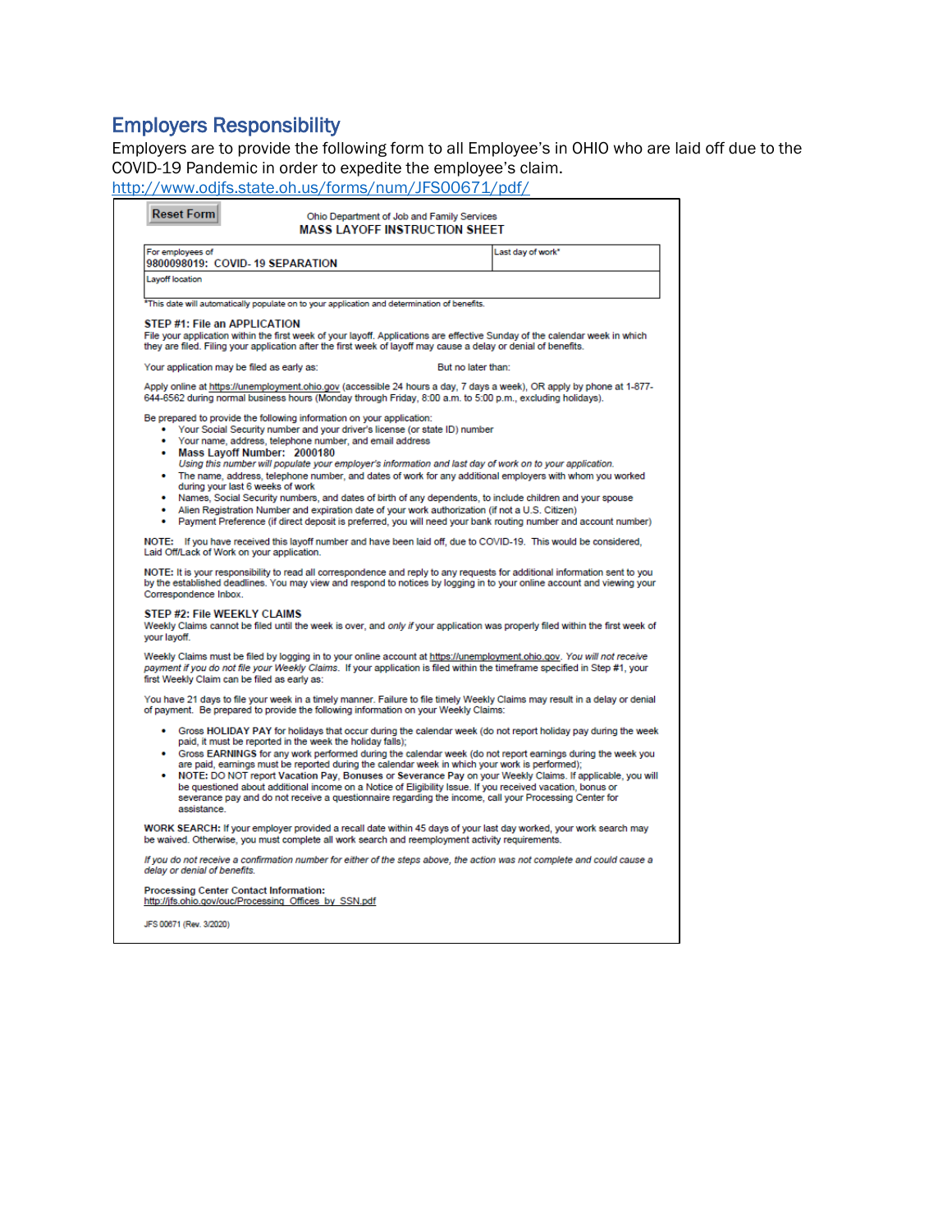## Employers Responsibility

Employers are to provide the following form to all Employee's in OHIO who are laid off due to the COVID-19 Pandemic in order to expedite the employee's claim.
http://www.odjfs.state.oh.us/forms/num/JFS00671/pdf/

Reset Form

Ohio Department of Job and Family Services
**MASS LAYOFF INSTRUCTION SHEET**

| For employees of 9800098019: COVID- 19 SEPARATION | Last day of work* |
|---|---|
| Layoff location | |

*This date will automatically populate on to your application and determination of benefits.

**STEP #1: File an APPLICATION**
File your application within the first week of your layoff. Applications are effective Sunday of the calendar week in which they are filed. Filing your application after the first week of layoff may cause a delay or denial of benefits.

Your application may be filed as early as: But no later than:

Apply online at https://unemployment.ohio.gov (accessible 24 hours a day, 7 days a week), OR apply by phone at 1-877-644-6562 during normal business hours (Monday through Friday, 8:00 a.m. to 5:00 p.m., excluding holidays).

Be prepared to provide the following information on your application:

- Your Social Security number and your driver's license (or state ID) number
- Your name, address, telephone number, and email address
- **Mass Layoff Number: 2000180**
  *Using this number will populate your employer's information and last day of work on to your application.*
- The name, address, telephone number, and dates of work for any additional employers with whom you worked during your last 6 weeks of work
- Names, Social Security numbers, and dates of birth of any dependents, to include children and your spouse
- Alien Registration Number and expiration date of your work authorization (if not a U.S. Citizen)
- Payment Preference (if direct deposit is preferred, you will need your bank routing number and account number)

NOTE: If you have received this layoff number and have been laid off, due to COVID-19. This would be considered, Laid Off/Lack of Work on your application.

**NOTE:** It is your responsibility to read all correspondence and reply to any requests for additional information sent to you by the established deadlines. You may view and respond to notices by logging in to your online account and viewing your Correspondence Inbox.

**STEP #2: File WEEKLY CLAIMS**
Weekly Claims cannot be filed until the week is over, and *only if* your application was properly filed within the first week of your layoff.

Weekly Claims must be filed by logging in to your online account at https://unemployment.ohio.gov. *You will not receive payment if you do not file your Weekly Claims.* If your application is filed within the timeframe specified in Step #1, your first Weekly Claim can be filed as early as:

You have 21 days to file your week in a timely manner. Failure to file timely Weekly Claims may result in a delay or denial of payment. Be prepared to provide the following information on your Weekly Claims:

- Gross **HOLIDAY PAY** for holidays that occur during the calendar week (do not report holiday pay during the week paid, it must be reported in the week the holiday falls);
- Gross **EARNINGS** for any work performed during the calendar week (do not report earnings during the week you are paid, earnings must be reported during the calendar week in which your work is performed);
- **NOTE:** DO NOT report **Vacation Pay, Bonuses** or **Severance Pay** on your Weekly Claims. If applicable, you will be questioned about additional income on a Notice of Eligibility Issue. If you received vacation, bonus or severance pay and do not receive a questionnaire regarding the income, call your Processing Center for assistance.

**WORK SEARCH:** If your employer provided a recall date within 45 days of your last day worked, your work search may be waived. Otherwise, you must complete all work search and reemployment activity requirements.

*If you do not receive a confirmation number for either of the steps above, the action was not complete and could cause a delay or denial of benefits.*

**Processing Center Contact Information:**
http://jfs.ohio.gov/ouc/Processing_Offices_by_SSN.pdf

JFS 00671 (Rev. 3/2020)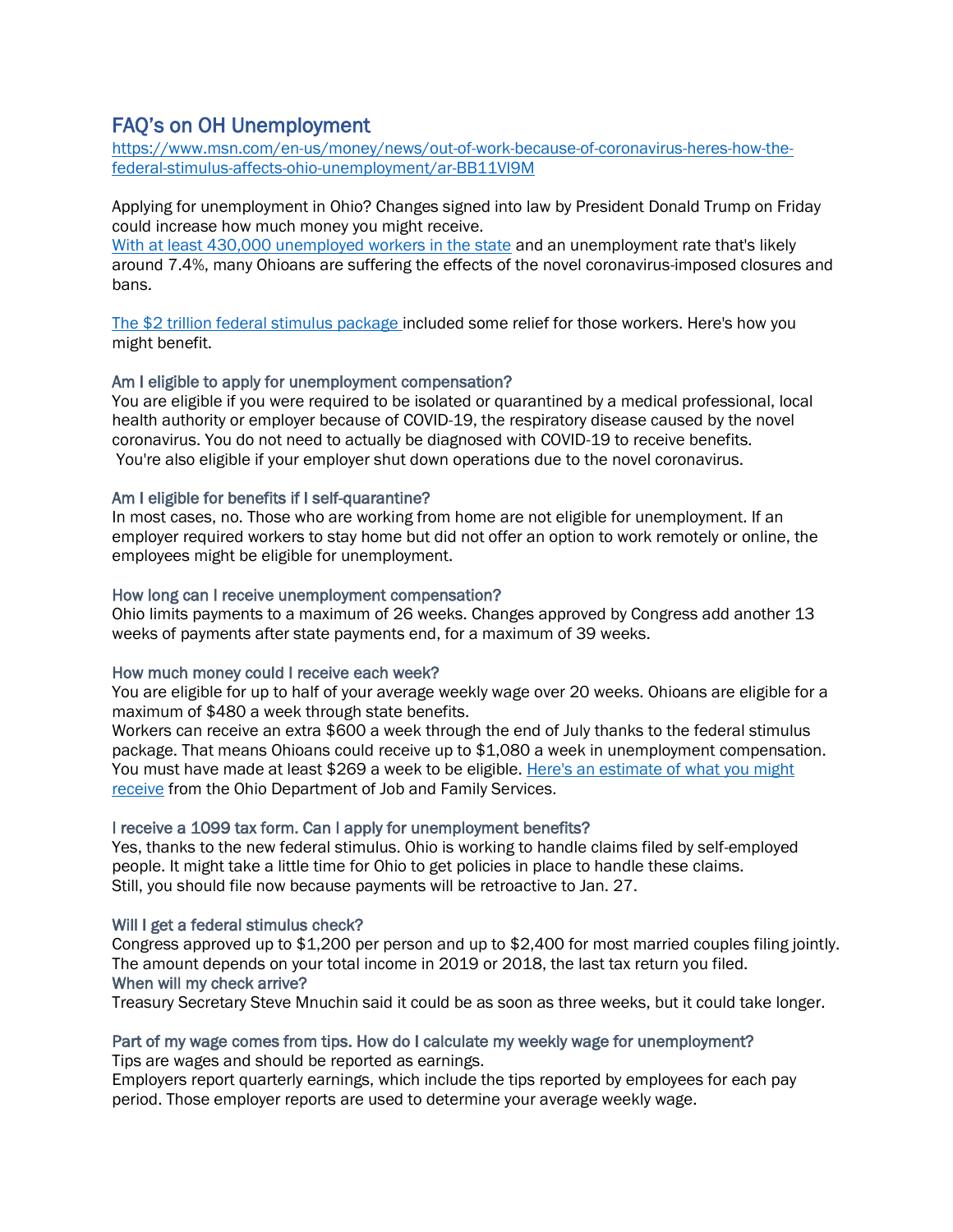# FAQ's on OH Unemployment

[https://www.msn.com/en-us/money/news/out-of-work-because-of-coronavirus-heres-how-the-federal-stimulus-affects-ohio-unemployment/ar-BB11VI9M](https://www.msn.com/en-us/money/news/out-of-work-because-of-coronavirus-heres-how-the-federal-stimulus-affects-ohio-unemployment/ar-BB11VI9M)

Applying for unemployment in Ohio? Changes signed into law by President Donald Trump on Friday could increase how much money you might receive.

With at least 430,000 unemployed workers in the state and an unemployment rate that's likely around 7.4%, many Ohioans are suffering the effects of the novel coronavirus-imposed closures and bans.

The $2 trillion federal stimulus package included some relief for those workers. Here's how you might benefit.

### Am I eligible to apply for unemployment compensation?

You are eligible if you were required to be isolated or quarantined by a medical professional, local health authority or employer because of COVID-19, the respiratory disease caused by the novel coronavirus. You do not need to actually be diagnosed with COVID-19 to receive benefits.
You're also eligible if your employer shut down operations due to the novel coronavirus.

### Am I eligible for benefits if I self-quarantine?

In most cases, no. Those who are working from home are not eligible for unemployment. If an employer required workers to stay home but did not offer an option to work remotely or online, the employees might be eligible for unemployment.

### How long can I receive unemployment compensation?

Ohio limits payments to a maximum of 26 weeks. Changes approved by Congress add another 13 weeks of payments after state payments end, for a maximum of 39 weeks.

### How much money could I receive each week?

You are eligible for up to half of your average weekly wage over 20 weeks. Ohioans are eligible for a maximum of $480 a week through state benefits.

Workers can receive an extra $600 a week through the end of July thanks to the federal stimulus package. That means Ohioans could receive up to $1,080 a week in unemployment compensation. You must have made at least $269 a week to be eligible. Here's an estimate of what you might receive from the Ohio Department of Job and Family Services.

### I receive a 1099 tax form. Can I apply for unemployment benefits?

Yes, thanks to the new federal stimulus. Ohio is working to handle claims filed by self-employed people. It might take a little time for Ohio to get policies in place to handle these claims.
Still, you should file now because payments will be retroactive to Jan. 27.

### Will I get a federal stimulus check?

Congress approved up to $1,200 per person and up to $2,400 for most married couples filing jointly. The amount depends on your total income in 2019 or 2018, the last tax return you filed.

### When will my check arrive?

Treasury Secretary Steve Mnuchin said it could be as soon as three weeks, but it could take longer.

### Part of my wage comes from tips. How do I calculate my weekly wage for unemployment?

Tips are wages and should be reported as earnings.

Employers report quarterly earnings, which include the tips reported by employees for each pay period. Those employer reports are used to determine your average weekly wage.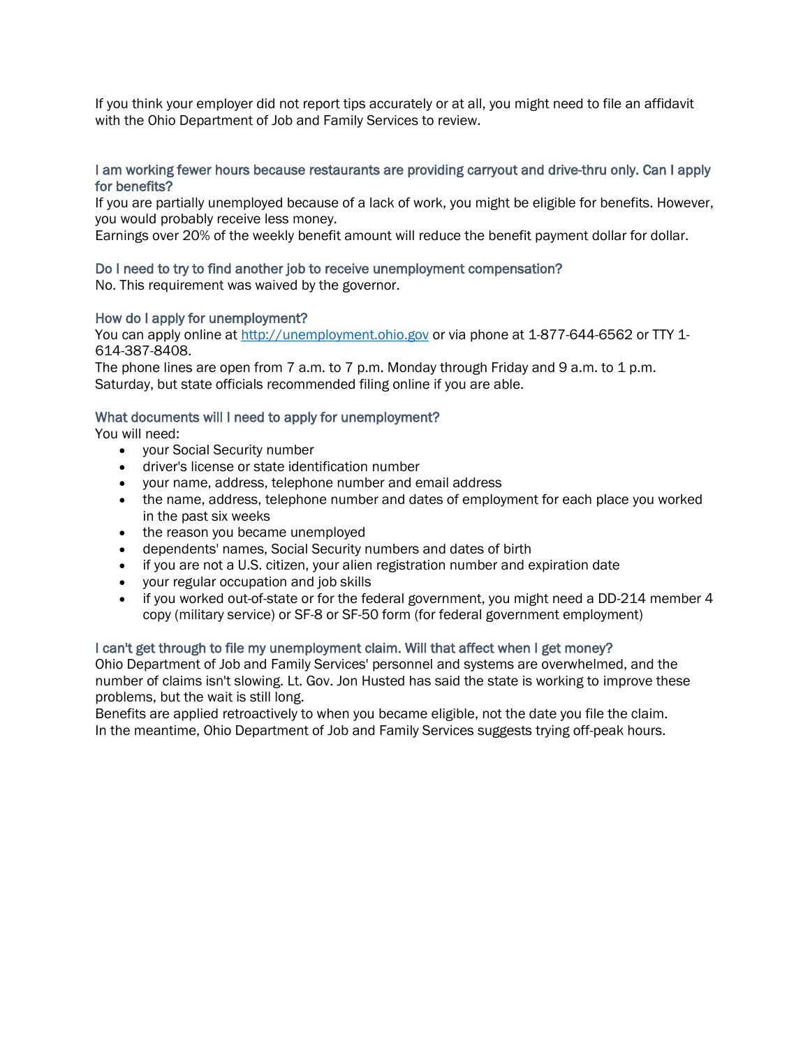If you think your employer did not report tips accurately or at all, you might need to file an affidavit with the Ohio Department of Job and Family Services to review.

### I am working fewer hours because restaurants are providing carryout and drive-thru only. Can I apply for benefits?

If you are partially unemployed because of a lack of work, you might be eligible for benefits. However, you would probably receive less money.

Earnings over 20% of the weekly benefit amount will reduce the benefit payment dollar for dollar.

### Do I need to try to find another job to receive unemployment compensation?

No. This requirement was waived by the governor.

### How do I apply for unemployment?

You can apply online at [http://unemployment.ohio.gov](http://unemployment.ohio.gov) or via phone at 1-877-644-6562 or TTY 1-614-387-8408.

The phone lines are open from 7 a.m. to 7 p.m. Monday through Friday and 9 a.m. to 1 p.m. Saturday, but state officials recommended filing online if you are able.

### What documents will I need to apply for unemployment?

You will need:

- your Social Security number
- driver's license or state identification number
- your name, address, telephone number and email address
- the name, address, telephone number and dates of employment for each place you worked in the past six weeks
- the reason you became unemployed
- dependents' names, Social Security numbers and dates of birth
- if you are not a U.S. citizen, your alien registration number and expiration date
- your regular occupation and job skills
- if you worked out-of-state or for the federal government, you might need a DD-214 member 4 copy (military service) or SF-8 or SF-50 form (for federal government employment)

### I can't get through to file my unemployment claim. Will that affect when I get money?

Ohio Department of Job and Family Services' personnel and systems are overwhelmed, and the number of claims isn't slowing. Lt. Gov. Jon Husted has said the state is working to improve these problems, but the wait is still long.

Benefits are applied retroactively to when you became eligible, not the date you file the claim.

In the meantime, Ohio Department of Job and Family Services suggests trying off-peak hours.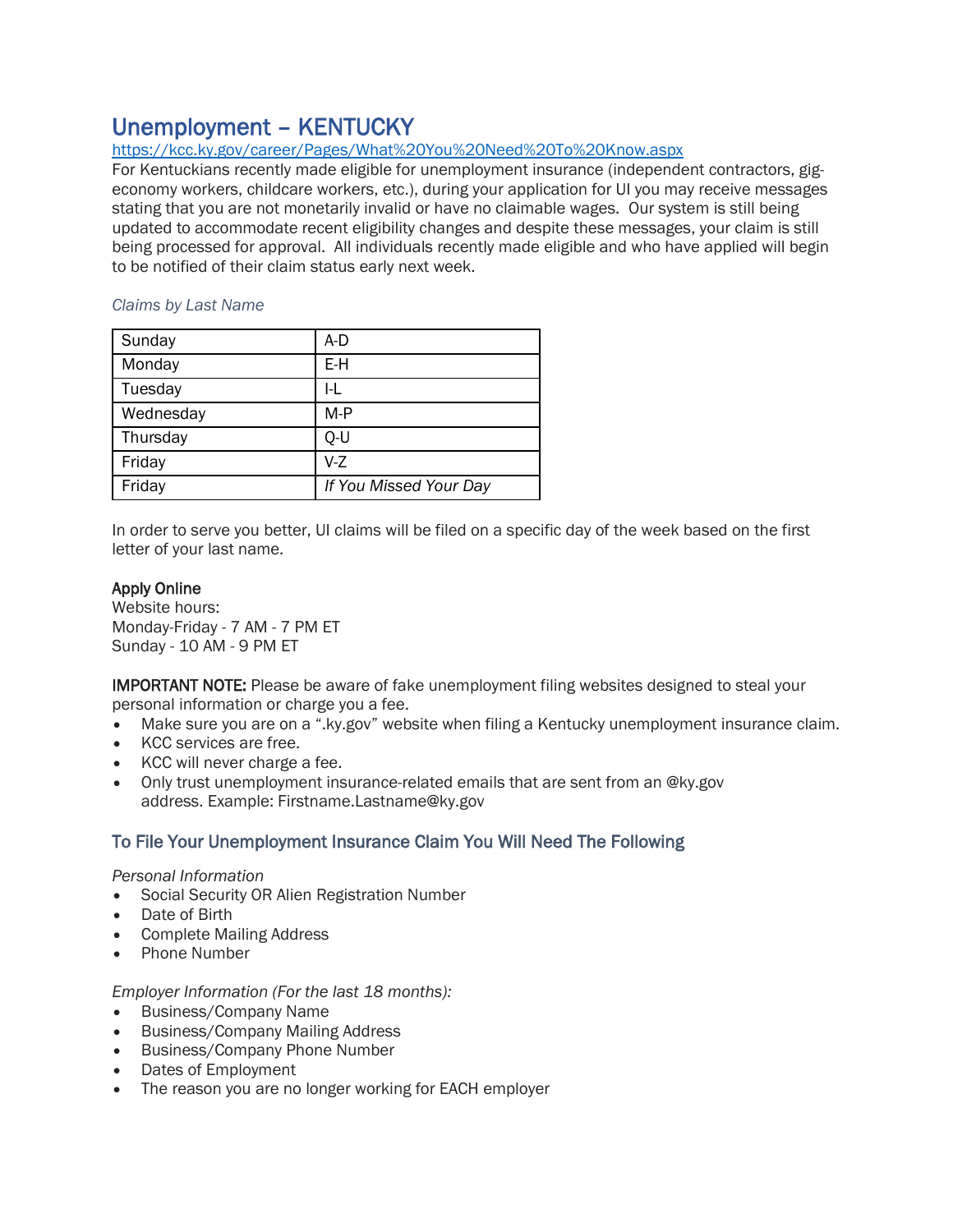# Unemployment – KENTUCKY

https://kcc.ky.gov/career/Pages/What%20You%20Need%20To%20Know.aspx

For Kentuckians recently made eligible for unemployment insurance (independent contractors, gig-economy workers, childcare workers, etc.), during your application for UI you may receive messages stating that you are not monetarily invalid or have no claimable wages. Our system is still being updated to accommodate recent eligibility changes and despite these messages, your claim is still being processed for approval. All individuals recently made eligible and who have applied will begin to be notified of their claim status early next week.

*Claims by Last Name*

| | |
|---|---|
| Sunday | A-D |
| Monday | E-H |
| Tuesday | I-L |
| Wednesday | M-P |
| Thursday | Q-U |
| Friday | V-Z |
| Friday | *If You Missed Your Day* |

In order to serve you better, UI claims will be filed on a specific day of the week based on the first letter of your last name.

**Apply Online**
Website hours:
Monday-Friday - 7 AM - 7 PM ET
Sunday - 10 AM - 9 PM ET

**IMPORTANT NOTE:** Please be aware of fake unemployment filing websites designed to steal your personal information or charge you a fee.

- Make sure you are on a ".ky.gov" website when filing a Kentucky unemployment insurance claim.
- KCC services are free.
- KCC will never charge a fee.
- Only trust unemployment insurance-related emails that are sent from an @ky.gov address. Example: Firstname.Lastname@ky.gov

## To File Your Unemployment Insurance Claim You Will Need The Following

*Personal Information*

- Social Security OR Alien Registration Number
- Date of Birth
- Complete Mailing Address
- Phone Number

*Employer Information (For the last 18 months):*

- Business/Company Name
- Business/Company Mailing Address
- Business/Company Phone Number
- Dates of Employment
- The reason you are no longer working for EACH employer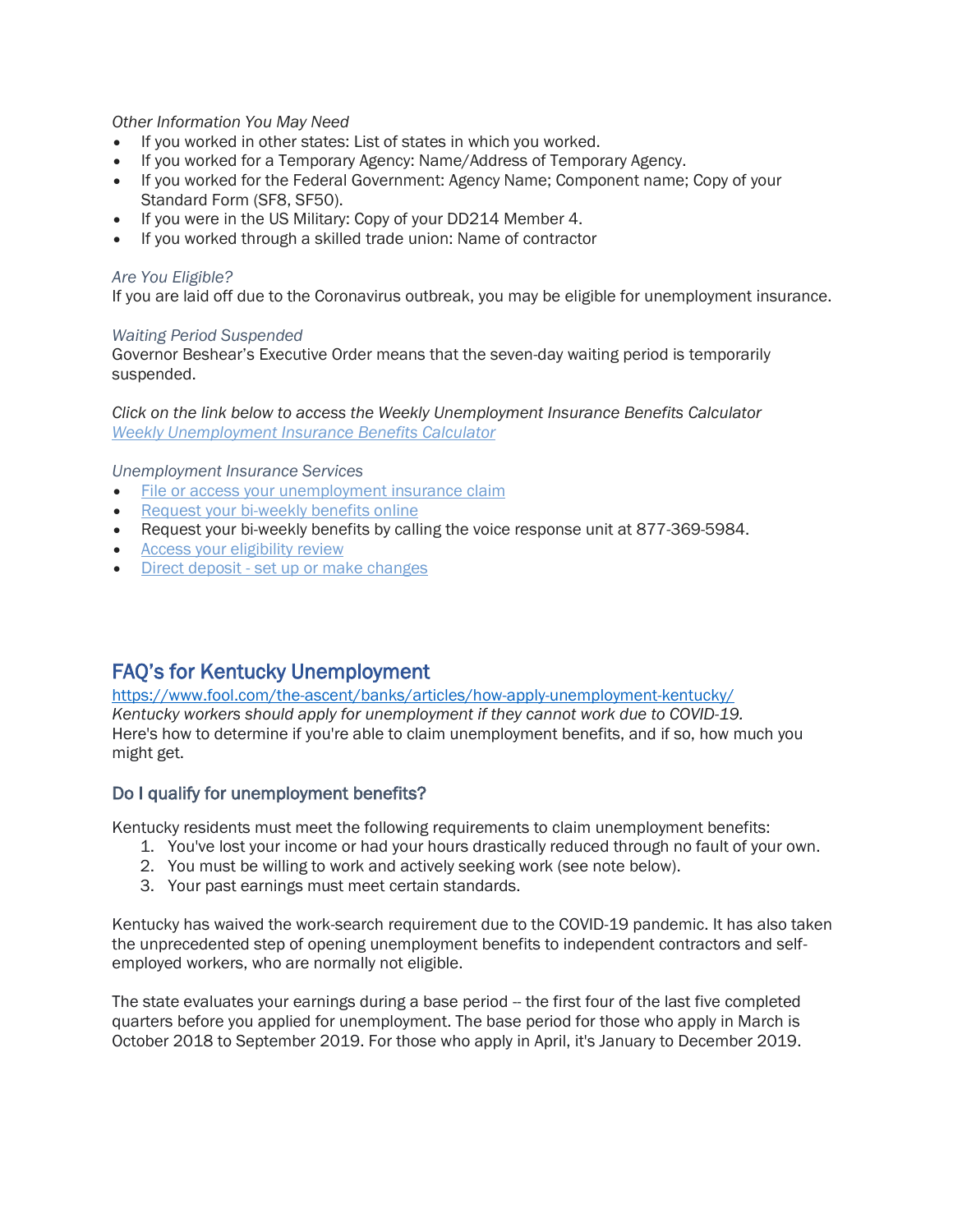*Other Information You May Need*

- If you worked in other states: List of states in which you worked.
- If you worked for a Temporary Agency: Name/Address of Temporary Agency.
- If you worked for the Federal Government: Agency Name; Component name; Copy of your Standard Form (SF8, SF50).
- If you were in the US Military: Copy of your DD214 Member 4.
- If you worked through a skilled trade union: Name of contractor

*Are You Eligible?*

If you are laid off due to the Coronavirus outbreak, you may be eligible for unemployment insurance.

*Waiting Period Suspended*

Governor Beshear's Executive Order means that the seven-day waiting period is temporarily suspended.

*Click on the link below to access the Weekly Unemployment Insurance Benefits Calculator*

*Weekly Unemployment Insurance Benefits Calculator*

*Unemployment Insurance Services*

- File or access your unemployment insurance claim
- Request your bi-weekly benefits online
- Request your bi-weekly benefits by calling the voice response unit at 877-369-5984.
- Access your eligibility review
- Direct deposit - set up or make changes

## FAQ's for Kentucky Unemployment

https://www.fool.com/the-ascent/banks/articles/how-apply-unemployment-kentucky/

*Kentucky workers should apply for unemployment if they cannot work due to COVID-19.*

Here's how to determine if you're able to claim unemployment benefits, and if so, how much you might get.

### Do I qualify for unemployment benefits?

Kentucky residents must meet the following requirements to claim unemployment benefits:

1. You've lost your income or had your hours drastically reduced through no fault of your own.
2. You must be willing to work and actively seeking work (see note below).
3. Your past earnings must meet certain standards.

Kentucky has waived the work-search requirement due to the COVID-19 pandemic. It has also taken the unprecedented step of opening unemployment benefits to independent contractors and self-employed workers, who are normally not eligible.

The state evaluates your earnings during a base period -- the first four of the last five completed quarters before you applied for unemployment. The base period for those who apply in March is October 2018 to September 2019. For those who apply in April, it's January to December 2019.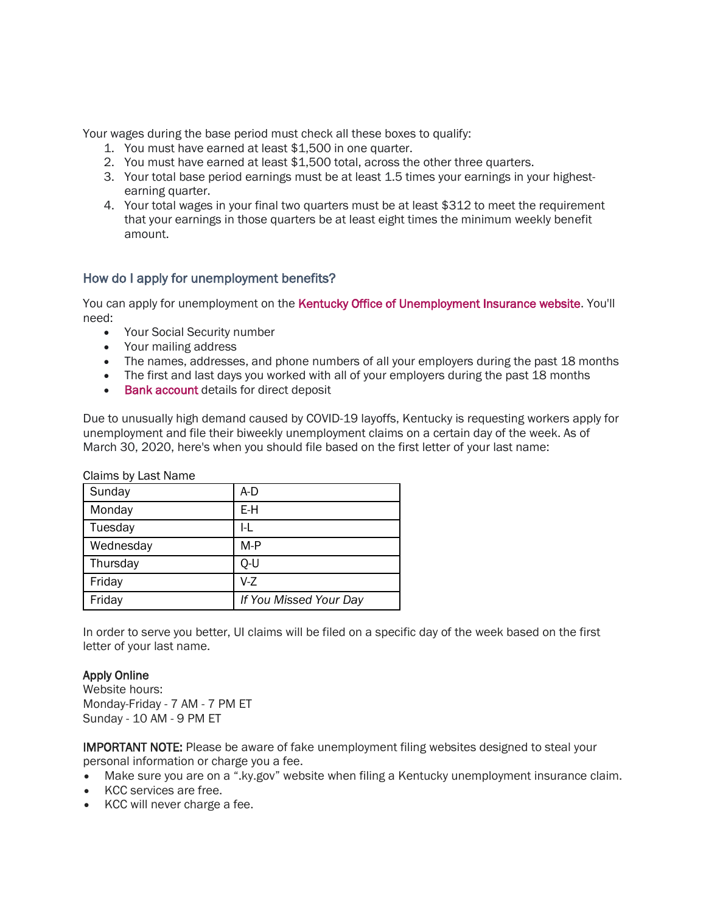Your wages during the base period must check all these boxes to qualify:

1. You must have earned at least $1,500 in one quarter.
2. You must have earned at least $1,500 total, across the other three quarters.
3. Your total base period earnings must be at least 1.5 times your earnings in your highest-earning quarter.
4. Your total wages in your final two quarters must be at least $312 to meet the requirement that your earnings in those quarters be at least eight times the minimum weekly benefit amount.

## How do I apply for unemployment benefits?

You can apply for unemployment on the Kentucky Office of Unemployment Insurance website. You'll need:

- Your Social Security number
- Your mailing address
- The names, addresses, and phone numbers of all your employers during the past 18 months
- The first and last days you worked with all of your employers during the past 18 months
- Bank account details for direct deposit

Due to unusually high demand caused by COVID-19 layoffs, Kentucky is requesting workers apply for unemployment and file their biweekly unemployment claims on a certain day of the week. As of March 30, 2020, here's when you should file based on the first letter of your last name:

Claims by Last Name

| Sunday | A-D |
|---|---|
| Monday | E-H |
| Tuesday | I-L |
| Wednesday | M-P |
| Thursday | Q-U |
| Friday | V-Z |
| Friday | *If You Missed Your Day* |

In order to serve you better, UI claims will be filed on a specific day of the week based on the first letter of your last name.

**Apply Online**
Website hours:
Monday-Friday - 7 AM - 7 PM ET
Sunday - 10 AM - 9 PM ET

**IMPORTANT NOTE:** Please be aware of fake unemployment filing websites designed to steal your personal information or charge you a fee.

- Make sure you are on a ".ky.gov" website when filing a Kentucky unemployment insurance claim.
- KCC services are free.
- KCC will never charge a fee.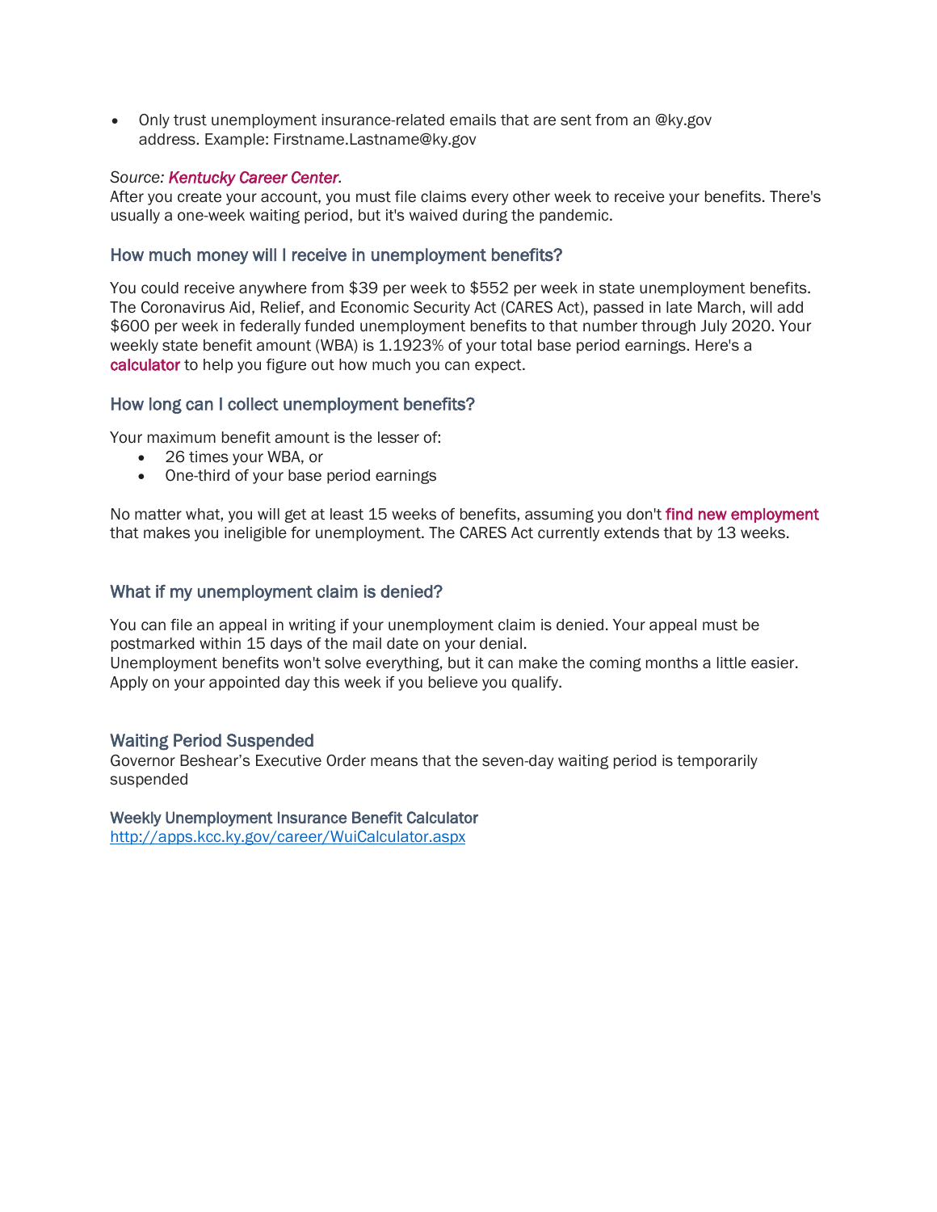- Only trust unemployment insurance-related emails that are sent from an @ky.gov address. Example: Firstname.Lastname@ky.gov

*Source: **Kentucky Career Center**.*
After you create your account, you must file claims every other week to receive your benefits. There's usually a one-week waiting period, but it's waived during the pandemic.

### How much money will I receive in unemployment benefits?

You could receive anywhere from $39 per week to $552 per week in state unemployment benefits. The Coronavirus Aid, Relief, and Economic Security Act (CARES Act), passed in late March, will add $600 per week in federally funded unemployment benefits to that number through July 2020. Your weekly state benefit amount (WBA) is 1.1923% of your total base period earnings. Here's a calculator to help you figure out how much you can expect.

### How long can I collect unemployment benefits?

Your maximum benefit amount is the lesser of:

- 26 times your WBA, or
- One-third of your base period earnings

No matter what, you will get at least 15 weeks of benefits, assuming you don't find new employment that makes you ineligible for unemployment. The CARES Act currently extends that by 13 weeks.

### What if my unemployment claim is denied?

You can file an appeal in writing if your unemployment claim is denied. Your appeal must be postmarked within 15 days of the mail date on your denial.
Unemployment benefits won't solve everything, but it can make the coming months a little easier. Apply on your appointed day this week if you believe you qualify.

### Waiting Period Suspended

Governor Beshear's Executive Order means that the seven-day waiting period is temporarily suspended

### Weekly Unemployment Insurance Benefit Calculator

http://apps.kcc.ky.gov/career/WuiCalculator.aspx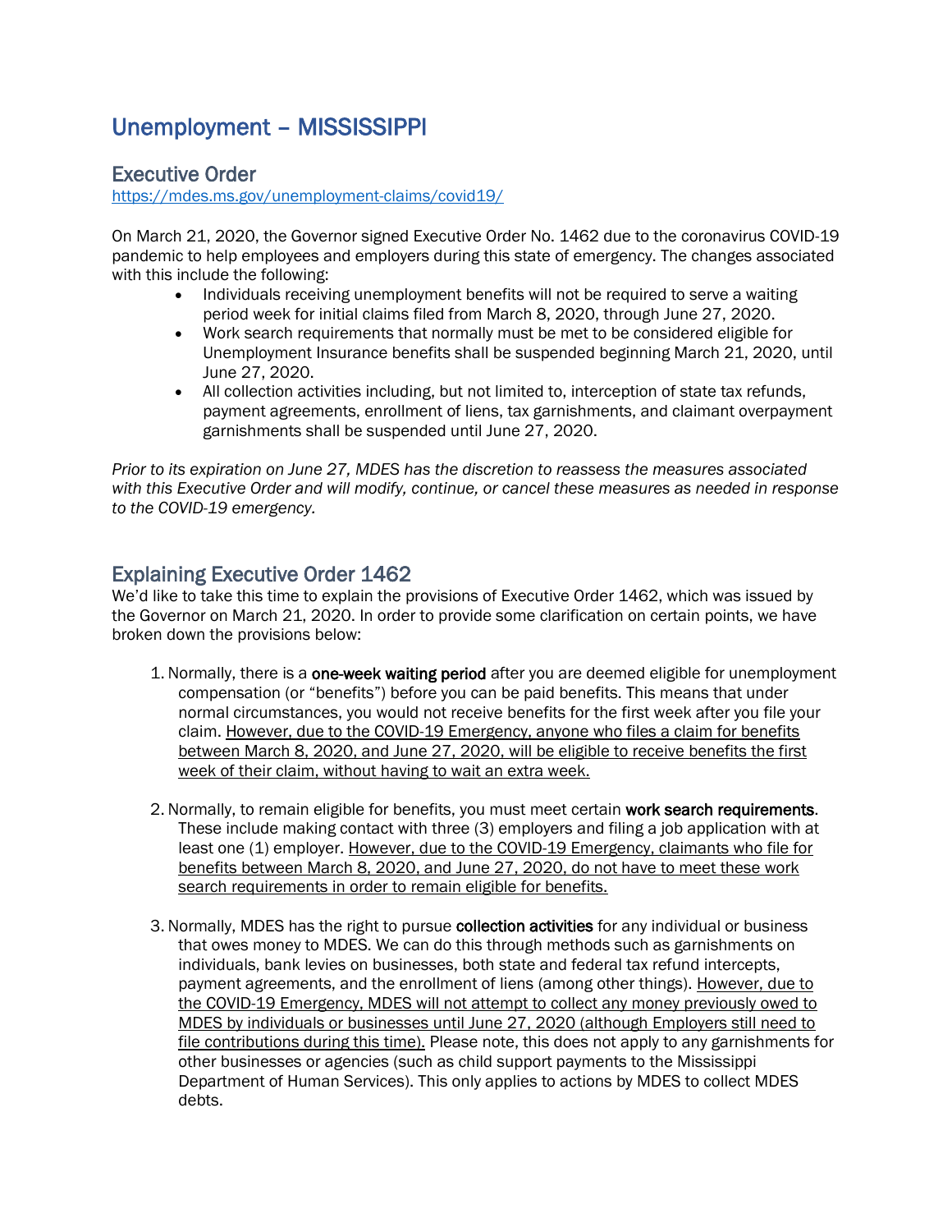# Unemployment – MISSISSIPPI

## Executive Order

https://mdes.ms.gov/unemployment-claims/covid19/

On March 21, 2020, the Governor signed Executive Order No. 1462 due to the coronavirus COVID-19 pandemic to help employees and employers during this state of emergency. The changes associated with this include the following:

- Individuals receiving unemployment benefits will not be required to serve a waiting period week for initial claims filed from March 8, 2020, through June 27, 2020.
- Work search requirements that normally must be met to be considered eligible for Unemployment Insurance benefits shall be suspended beginning March 21, 2020, until June 27, 2020.
- All collection activities including, but not limited to, interception of state tax refunds, payment agreements, enrollment of liens, tax garnishments, and claimant overpayment garnishments shall be suspended until June 27, 2020.

*Prior to its expiration on June 27, MDES has the discretion to reassess the measures associated with this Executive Order and will modify, continue, or cancel these measures as needed in response to the COVID-19 emergency.*

## Explaining Executive Order 1462

We'd like to take this time to explain the provisions of Executive Order 1462, which was issued by the Governor on March 21, 2020. In order to provide some clarification on certain points, we have broken down the provisions below:

1. Normally, there is a **one-week waiting period** after you are deemed eligible for unemployment compensation (or "benefits") before you can be paid benefits. This means that under normal circumstances, you would not receive benefits for the first week after you file your claim. <u>However, due to the COVID-19 Emergency, anyone who files a claim for benefits between March 8, 2020, and June 27, 2020, will be eligible to receive benefits the first week of their claim, without having to wait an extra week.</u>

2. Normally, to remain eligible for benefits, you must meet certain **work search requirements**. These include making contact with three (3) employers and filing a job application with at least one (1) employer. <u>However, due to the COVID-19 Emergency, claimants who file for benefits between March 8, 2020, and June 27, 2020, do not have to meet these work search requirements in order to remain eligible for benefits.</u>

3. Normally, MDES has the right to pursue **collection activities** for any individual or business that owes money to MDES. We can do this through methods such as garnishments on individuals, bank levies on businesses, both state and federal tax refund intercepts, payment agreements, and the enrollment of liens (among other things). <u>However, due to the COVID-19 Emergency, MDES will not attempt to collect any money previously owed to MDES by individuals or businesses until June 27, 2020 (although Employers still need to file contributions during this time).</u> Please note, this does not apply to any garnishments for other businesses or agencies (such as child support payments to the Mississippi Department of Human Services). This only applies to actions by MDES to collect MDES debts.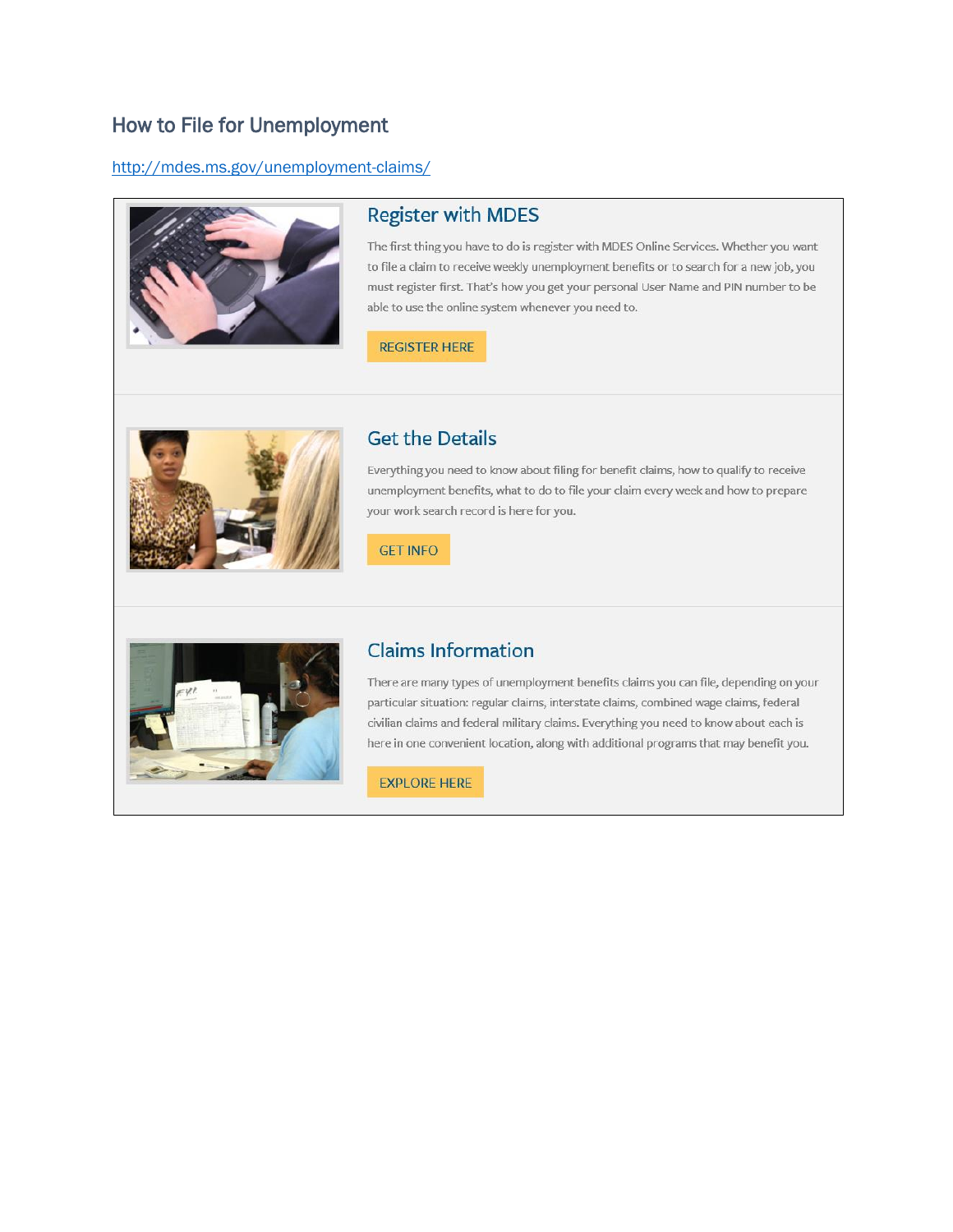# How to File for Unemployment

http://mdes.ms.gov/unemployment-claims/

## Register with MDES

The first thing you have to do is register with MDES Online Services. Whether you want to file a claim to receive weekly unemployment benefits or to search for a new job, you must register first. That's how you get your personal User Name and PIN number to be able to use the online system whenever you need to.

REGISTER HERE

## Get the Details

Everything you need to know about filing for benefit claims, how to qualify to receive unemployment benefits, what to do to file your claim every week and how to prepare your work search record is here for you.

GET INFO

## Claims Information

There are many types of unemployment benefits claims you can file, depending on your particular situation: regular claims, interstate claims, combined wage claims, federal civilian claims and federal military claims. Everything you need to know about each is here in one convenient location, along with additional programs that may benefit you.

EXPLORE HERE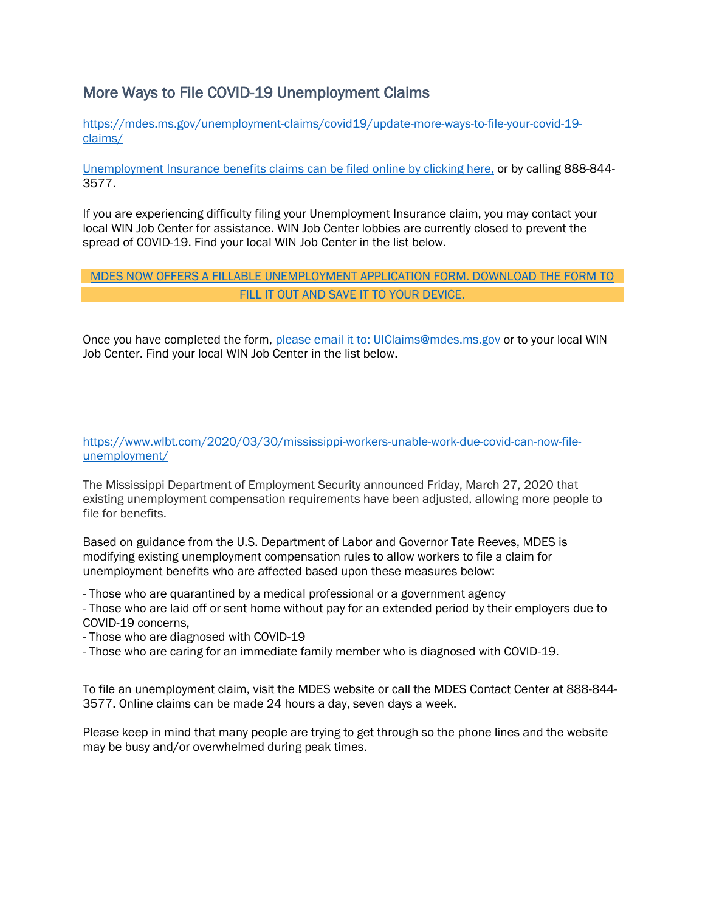## More Ways to File COVID-19 Unemployment Claims

https://mdes.ms.gov/unemployment-claims/covid19/update-more-ways-to-file-your-covid-19-claims/

Unemployment Insurance benefits claims can be filed online by clicking here, or by calling 888-844-3577.

If you are experiencing difficulty filing your Unemployment Insurance claim, you may contact your local WIN Job Center for assistance. WIN Job Center lobbies are currently closed to prevent the spread of COVID-19. Find your local WIN Job Center in the list below.

MDES NOW OFFERS A FILLABLE UNEMPLOYMENT APPLICATION FORM. DOWNLOAD THE FORM TO FILL IT OUT AND SAVE IT TO YOUR DEVICE.

Once you have completed the form, please email it to: UIClaims@mdes.ms.gov or to your local WIN Job Center. Find your local WIN Job Center in the list below.

https://www.wlbt.com/2020/03/30/mississippi-workers-unable-work-due-covid-can-now-file-unemployment/

The Mississippi Department of Employment Security announced Friday, March 27, 2020 that existing unemployment compensation requirements have been adjusted, allowing more people to file for benefits.

Based on guidance from the U.S. Department of Labor and Governor Tate Reeves, MDES is modifying existing unemployment compensation rules to allow workers to file a claim for unemployment benefits who are affected based upon these measures below:

- Those who are quarantined by a medical professional or a government agency
- Those who are laid off or sent home without pay for an extended period by their employers due to COVID-19 concerns,
- Those who are diagnosed with COVID-19
- Those who are caring for an immediate family member who is diagnosed with COVID-19.

To file an unemployment claim, visit the MDES website or call the MDES Contact Center at 888-844-3577. Online claims can be made 24 hours a day, seven days a week.

Please keep in mind that many people are trying to get through so the phone lines and the website may be busy and/or overwhelmed during peak times.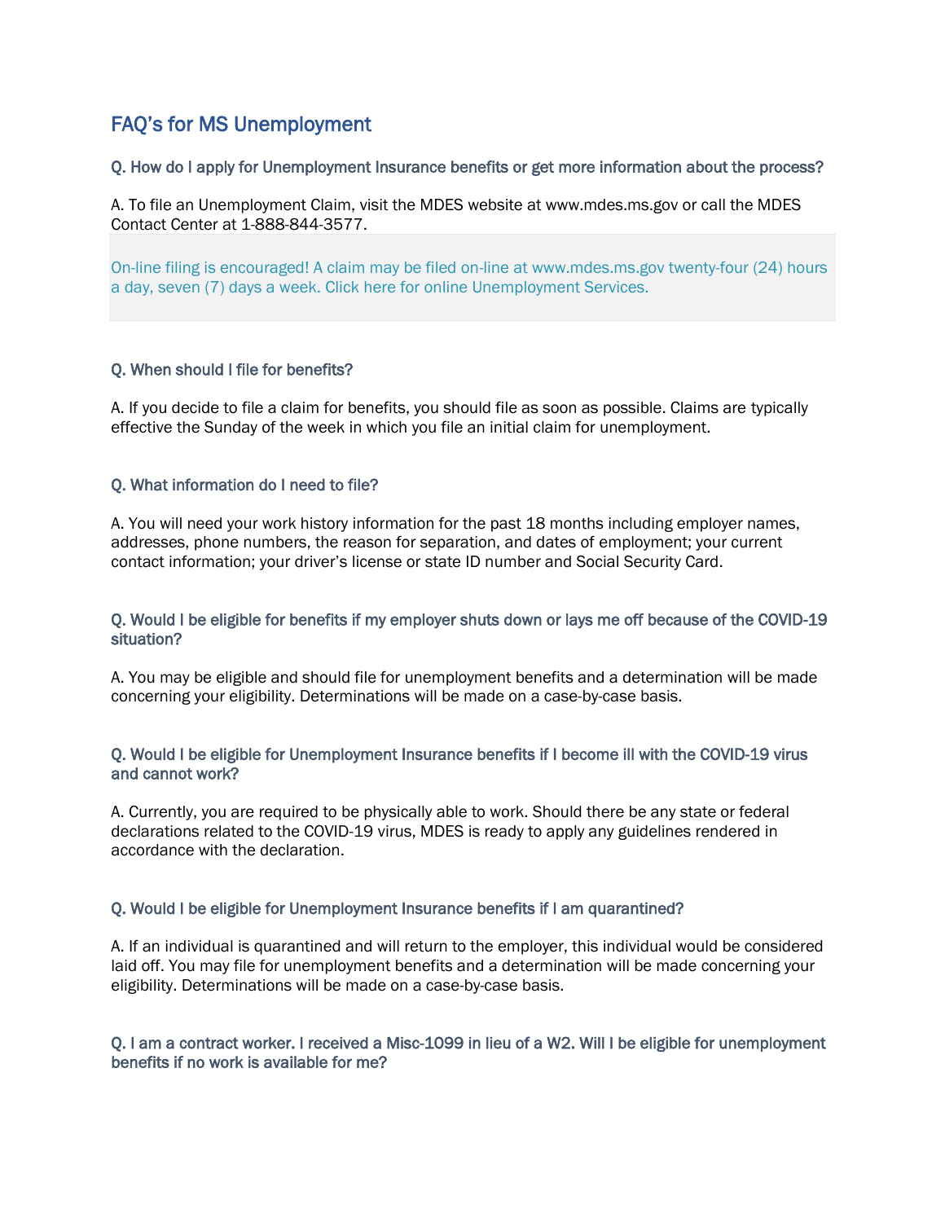## FAQ's for MS Unemployment

**Q. How do I apply for Unemployment Insurance benefits or get more information about the process?**

A. To file an Unemployment Claim, visit the MDES website at www.mdes.ms.gov or call the MDES Contact Center at 1-888-844-3577.

On-line filing is encouraged! A claim may be filed on-line at www.mdes.ms.gov twenty-four (24) hours a day, seven (7) days a week. Click here for online Unemployment Services.

**Q. When should I file for benefits?**

A. If you decide to file a claim for benefits, you should file as soon as possible. Claims are typically effective the Sunday of the week in which you file an initial claim for unemployment.

**Q. What information do I need to file?**

A. You will need your work history information for the past 18 months including employer names, addresses, phone numbers, the reason for separation, and dates of employment; your current contact information; your driver's license or state ID number and Social Security Card.

**Q. Would I be eligible for benefits if my employer shuts down or lays me off because of the COVID-19 situation?**

A. You may be eligible and should file for unemployment benefits and a determination will be made concerning your eligibility. Determinations will be made on a case-by-case basis.

**Q. Would I be eligible for Unemployment Insurance benefits if I become ill with the COVID-19 virus and cannot work?**

A. Currently, you are required to be physically able to work. Should there be any state or federal declarations related to the COVID-19 virus, MDES is ready to apply any guidelines rendered in accordance with the declaration.

**Q. Would I be eligible for Unemployment Insurance benefits if I am quarantined?**

A. If an individual is quarantined and will return to the employer, this individual would be considered laid off. You may file for unemployment benefits and a determination will be made concerning your eligibility. Determinations will be made on a case-by-case basis.

**Q. I am a contract worker. I received a Misc-1099 in lieu of a W2. Will I be eligible for unemployment benefits if no work is available for me?**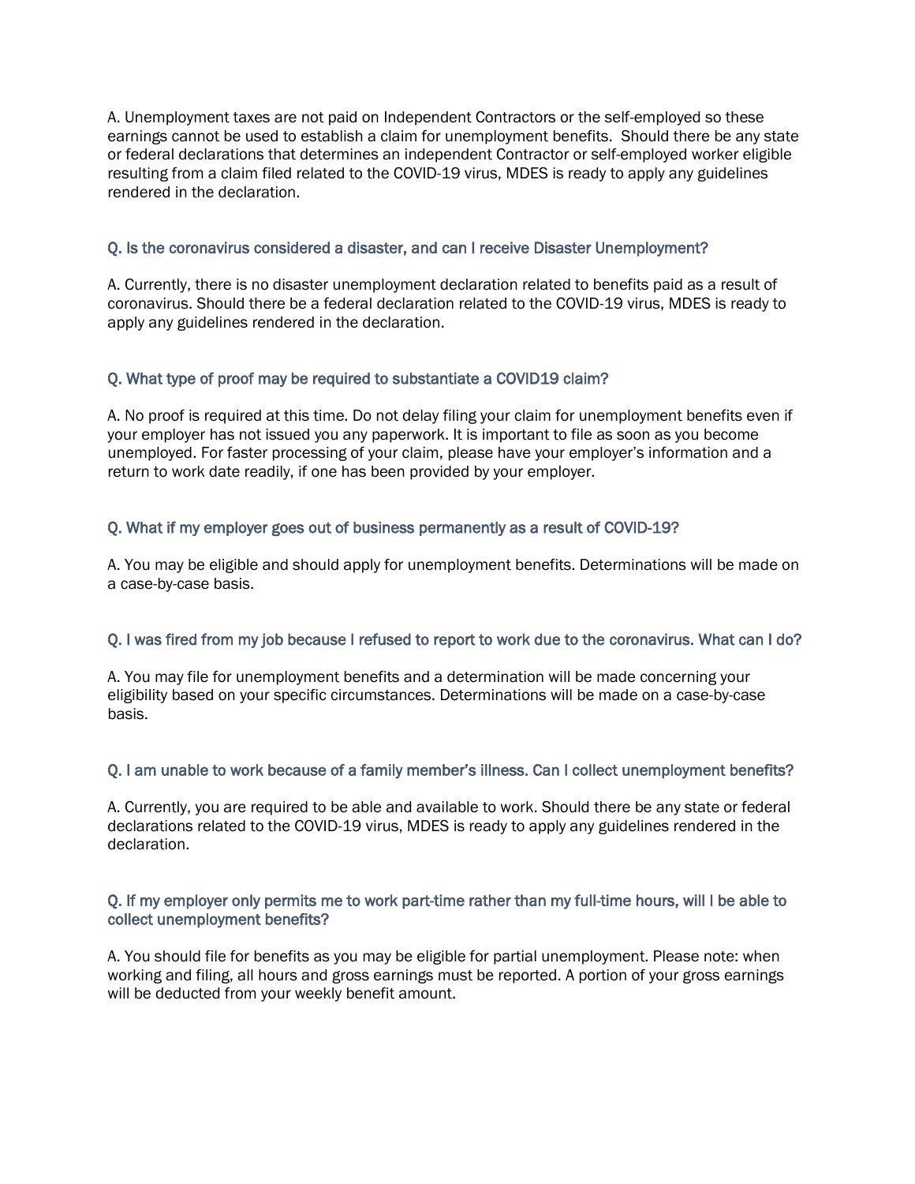A. Unemployment taxes are not paid on Independent Contractors or the self-employed so these earnings cannot be used to establish a claim for unemployment benefits. Should there be any state or federal declarations that determines an independent Contractor or self-employed worker eligible resulting from a claim filed related to the COVID-19 virus, MDES is ready to apply any guidelines rendered in the declaration.

### Q. Is the coronavirus considered a disaster, and can I receive Disaster Unemployment?

A. Currently, there is no disaster unemployment declaration related to benefits paid as a result of coronavirus. Should there be a federal declaration related to the COVID-19 virus, MDES is ready to apply any guidelines rendered in the declaration.

### Q. What type of proof may be required to substantiate a COVID19 claim?

A. No proof is required at this time. Do not delay filing your claim for unemployment benefits even if your employer has not issued you any paperwork. It is important to file as soon as you become unemployed. For faster processing of your claim, please have your employer's information and a return to work date readily, if one has been provided by your employer.

### Q. What if my employer goes out of business permanently as a result of COVID-19?

A. You may be eligible and should apply for unemployment benefits. Determinations will be made on a case-by-case basis.

### Q. I was fired from my job because I refused to report to work due to the coronavirus. What can I do?

A. You may file for unemployment benefits and a determination will be made concerning your eligibility based on your specific circumstances. Determinations will be made on a case-by-case basis.

### Q. I am unable to work because of a family member's illness. Can I collect unemployment benefits?

A. Currently, you are required to be able and available to work. Should there be any state or federal declarations related to the COVID-19 virus, MDES is ready to apply any guidelines rendered in the declaration.

### Q. If my employer only permits me to work part-time rather than my full-time hours, will I be able to collect unemployment benefits?

A. You should file for benefits as you may be eligible for partial unemployment. Please note: when working and filing, all hours and gross earnings must be reported. A portion of your gross earnings will be deducted from your weekly benefit amount.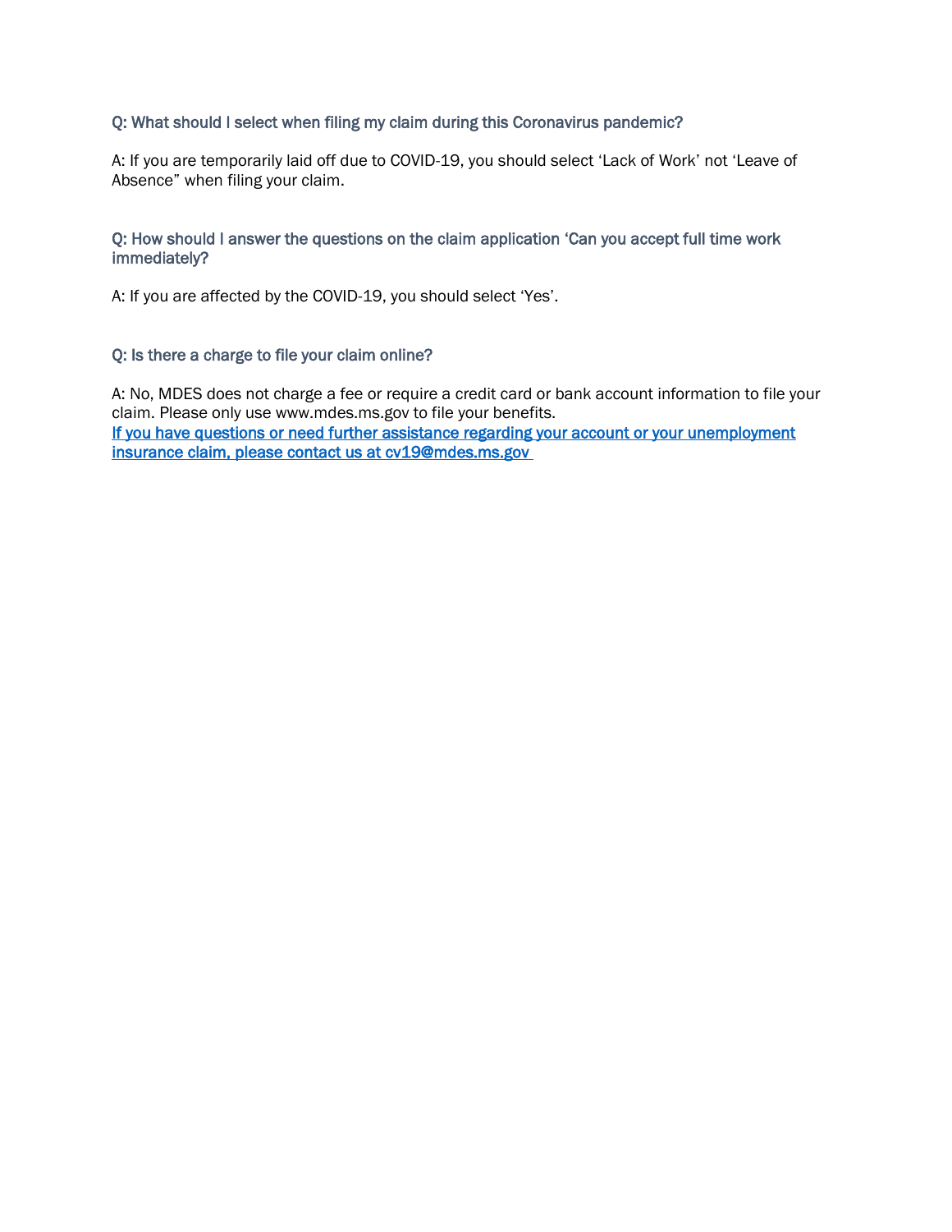**Q: What should I select when filing my claim during this Coronavirus pandemic?**

A: If you are temporarily laid off due to COVID-19, you should select 'Lack of Work' not 'Leave of Absence" when filing your claim.

**Q: How should I answer the questions on the claim application 'Can you accept full time work immediately?**

A: If you are affected by the COVID-19, you should select 'Yes'.

**Q: Is there a charge to file your claim online?**

A: No, MDES does not charge a fee or require a credit card or bank account information to file your claim. Please only use www.mdes.ms.gov to file your benefits.
If you have questions or need further assistance regarding your account or your unemployment insurance claim, please contact us at cv19@mdes.ms.gov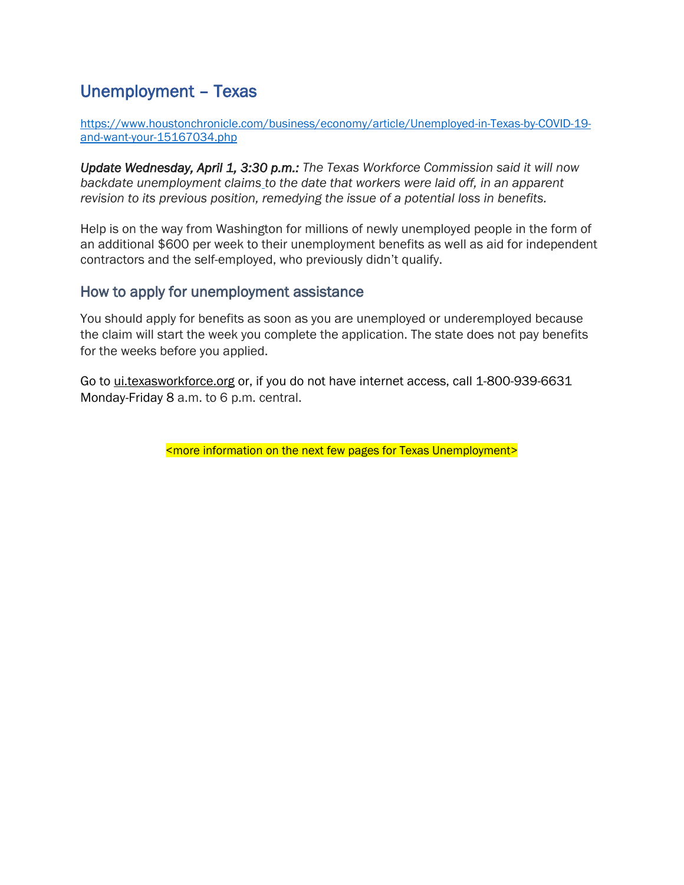# Unemployment – Texas

https://www.houstonchronicle.com/business/economy/article/Unemployed-in-Texas-by-COVID-19-and-want-your-15167034.php

*Update Wednesday, April 1, 3:30 p.m.: The Texas Workforce Commission said it will now backdate unemployment claims to the date that workers were laid off, in an apparent revision to its previous position, remedying the issue of a potential loss in benefits.*

Help is on the way from Washington for millions of newly unemployed people in the form of an additional $600 per week to their unemployment benefits as well as aid for independent contractors and the self-employed, who previously didn't qualify.

## How to apply for unemployment assistance

You should apply for benefits as soon as you are unemployed or underemployed because the claim will start the week you complete the application. The state does not pay benefits for the weeks before you applied.

Go to ui.texasworkforce.org or, if you do not have internet access, call 1-800-939-6631 Monday-Friday 8 a.m. to 6 p.m. central.

<more information on the next few pages for Texas Unemployment>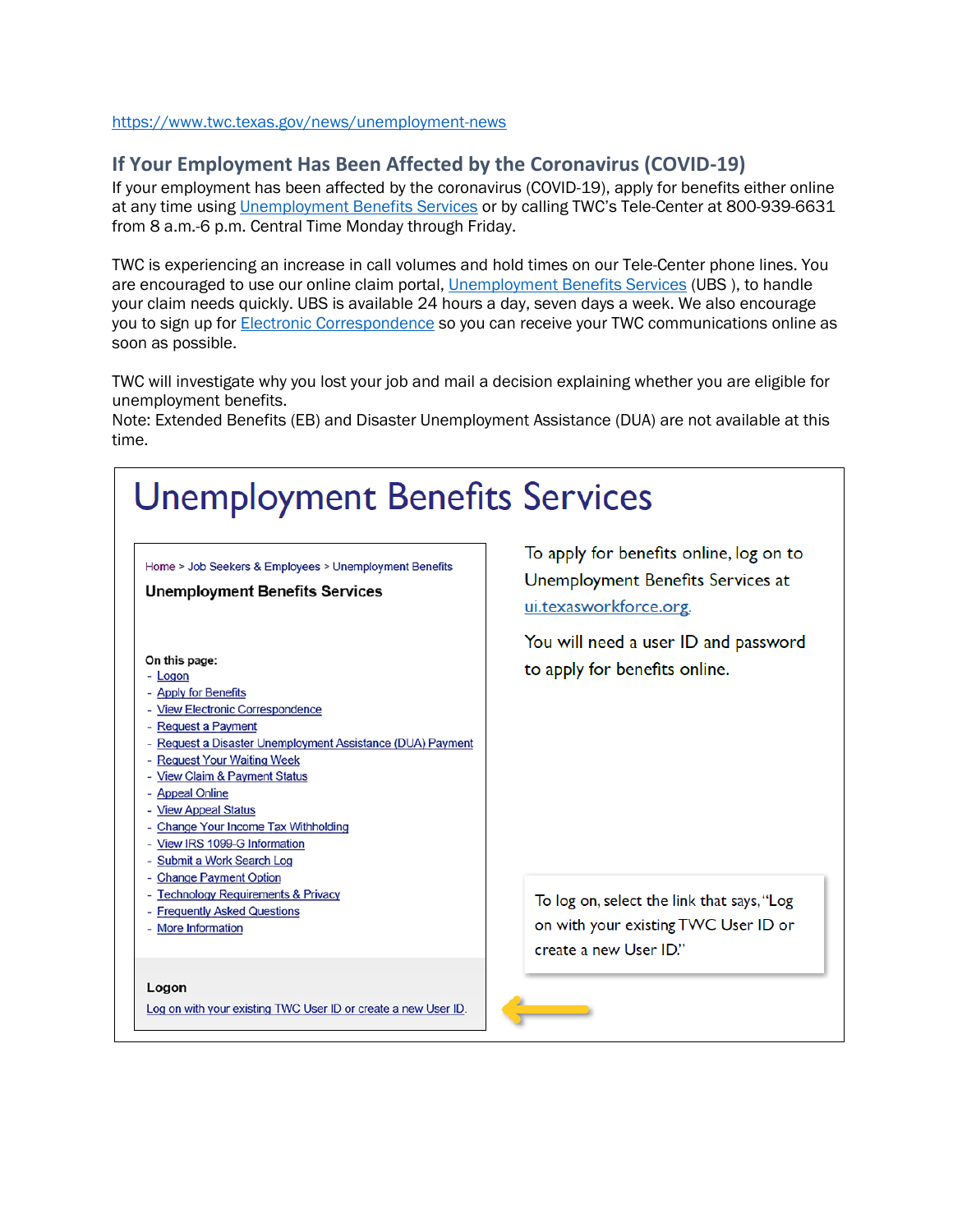https://www.twc.texas.gov/news/unemployment-news

## If Your Employment Has Been Affected by the Coronavirus (COVID-19)

If your employment has been affected by the coronavirus (COVID-19), apply for benefits either online at any time using Unemployment Benefits Services or by calling TWC's Tele-Center at 800-939-6631 from 8 a.m.-6 p.m. Central Time Monday through Friday.

TWC is experiencing an increase in call volumes and hold times on our Tele-Center phone lines. You are encouraged to use our online claim portal, Unemployment Benefits Services (UBS ), to handle your claim needs quickly. UBS is available 24 hours a day, seven days a week. We also encourage you to sign up for Electronic Correspondence so you can receive your TWC communications online as soon as possible.

TWC will investigate why you lost your job and mail a decision explaining whether you are eligible for unemployment benefits.
Note: Extended Benefits (EB) and Disaster Unemployment Assistance (DUA) are not available at this time.

# Unemployment Benefits Services

Home > Job Seekers & Employees > Unemployment Benefits

**Unemployment Benefits Services**

On this page:
- Logon
- Apply for Benefits
- View Electronic Correspondence
- Request a Payment
- Request a Disaster Unemployment Assistance (DUA) Payment
- Request Your Waiting Week
- View Claim & Payment Status
- Appeal Online
- View Appeal Status
- Change Your Income Tax Withholding
- View IRS 1099-G Information
- Submit a Work Search Log
- Change Payment Option
- Technology Requirements & Privacy
- Frequently Asked Questions
- More Information

**Logon**

Log on with your existing TWC User ID or create a new User ID.

To apply for benefits online, log on to Unemployment Benefits Services at ui.texasworkforce.org.

You will need a user ID and password to apply for benefits online.

To log on, select the link that says, "Log on with your existing TWC User ID or create a new User ID."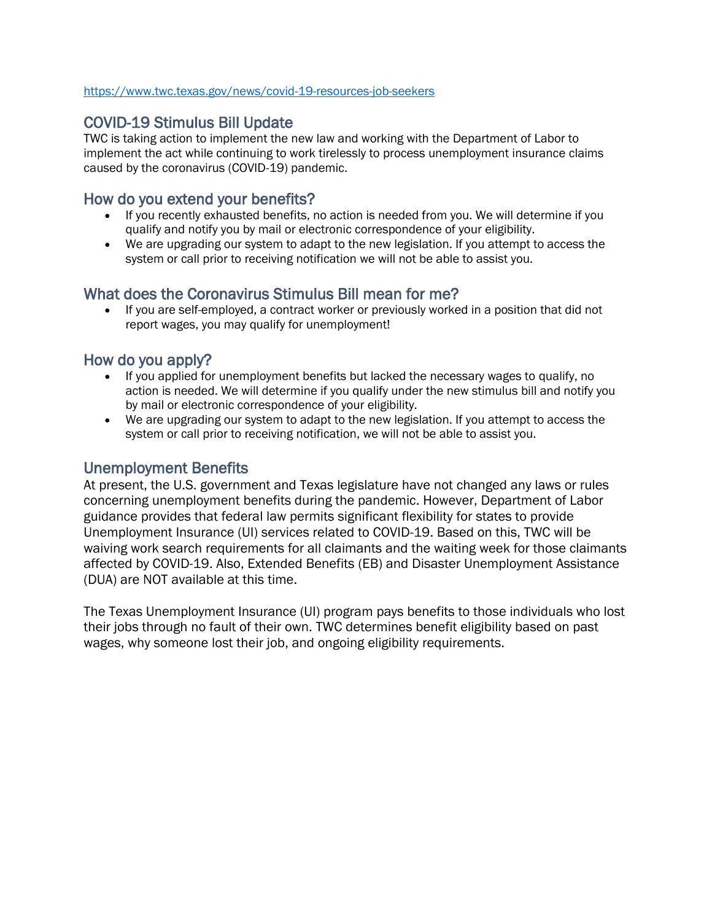https://www.twc.texas.gov/news/covid-19-resources-job-seekers

## COVID-19 Stimulus Bill Update

TWC is taking action to implement the new law and working with the Department of Labor to implement the act while continuing to work tirelessly to process unemployment insurance claims caused by the coronavirus (COVID-19) pandemic.

## How do you extend your benefits?

- If you recently exhausted benefits, no action is needed from you. We will determine if you qualify and notify you by mail or electronic correspondence of your eligibility.
- We are upgrading our system to adapt to the new legislation. If you attempt to access the system or call prior to receiving notification we will not be able to assist you.

## What does the Coronavirus Stimulus Bill mean for me?

- If you are self-employed, a contract worker or previously worked in a position that did not report wages, you may qualify for unemployment!

## How do you apply?

- If you applied for unemployment benefits but lacked the necessary wages to qualify, no action is needed. We will determine if you qualify under the new stimulus bill and notify you by mail or electronic correspondence of your eligibility.
- We are upgrading our system to adapt to the new legislation. If you attempt to access the system or call prior to receiving notification, we will not be able to assist you.

## Unemployment Benefits

At present, the U.S. government and Texas legislature have not changed any laws or rules concerning unemployment benefits during the pandemic. However, Department of Labor guidance provides that federal law permits significant flexibility for states to provide Unemployment Insurance (UI) services related to COVID-19. Based on this, TWC will be waiving work search requirements for all claimants and the waiting week for those claimants affected by COVID-19. Also, Extended Benefits (EB) and Disaster Unemployment Assistance (DUA) are NOT available at this time.

The Texas Unemployment Insurance (UI) program pays benefits to those individuals who lost their jobs through no fault of their own. TWC determines benefit eligibility based on past wages, why someone lost their job, and ongoing eligibility requirements.